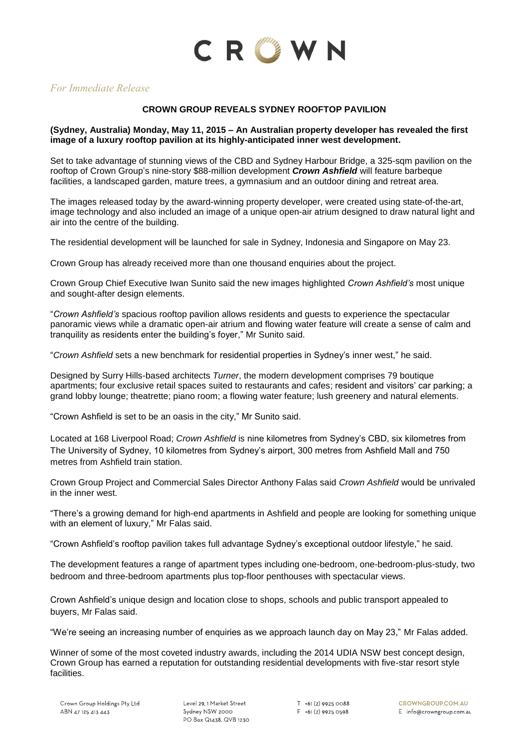# CROWN

*For Immediate Release*

**CROWN GROUP REVEALS SYDNEY ROOFTOP PAVILION**

**(Sydney, Australia) Monday, May 11, 2015 – An Australian property developer has revealed the first image of a luxury rooftop pavilion at its highly-anticipated inner west development.**

Set to take advantage of stunning views of the CBD and Sydney Harbour Bridge, a 325-sqm pavilion on the rooftop of Crown Group's nine-story $88-million development ***Crown Ashfield*** will feature barbeque facilities, a landscaped garden, mature trees, a gymnasium and an outdoor dining and retreat area.

The images released today by the award-winning property developer, were created using state-of-the-art, image technology and also included an image of a unique open-air atrium designed to draw natural light and air into the centre of the building.

The residential development will be launched for sale in Sydney, Indonesia and Singapore on May 23.

Crown Group has already received more than one thousand enquiries about the project.

Crown Group Chief Executive Iwan Sunito said the new images highlighted *Crown Ashfield's* most unique and sought-after design elements.

"*Crown Ashfield's* spacious rooftop pavilion allows residents and guests to experience the spectacular panoramic views while a dramatic open-air atrium and flowing water feature will create a sense of calm and tranquility as residents enter the building's foyer," Mr Sunito said.

"*Crown Ashfield* sets a new benchmark for residential properties in Sydney's inner west," he said.

Designed by Surry Hills-based architects *Turner*, the modern development comprises 79 boutique apartments; four exclusive retail spaces suited to restaurants and cafes; resident and visitors' car parking; a grand lobby lounge; theatrette; piano room; a flowing water feature; lush greenery and natural elements.

"Crown Ashfield is set to be an oasis in the city," Mr Sunito said.

Located at 168 Liverpool Road; *Crown Ashfield* is nine kilometres from Sydney's CBD, six kilometres from The University of Sydney, 10 kilometres from Sydney's airport, 300 metres from Ashfield Mall and 750 metres from Ashfield train station.

Crown Group Project and Commercial Sales Director Anthony Falas said *Crown Ashfield* would be unrivaled in the inner west.

"There's a growing demand for high-end apartments in Ashfield and people are looking for something unique with an element of luxury," Mr Falas said.

"Crown Ashfield's rooftop pavilion takes full advantage Sydney's exceptional outdoor lifestyle," he said.

The development features a range of apartment types including one-bedroom, one-bedroom-plus-study, two bedroom and three-bedroom apartments plus top-floor penthouses with spectacular views.

Crown Ashfield's unique design and location close to shops, schools and public transport appealed to buyers, Mr Falas said.

"We're seeing an increasing number of enquiries as we approach launch day on May 23," Mr Falas added.

Winner of some of the most coveted industry awards, including the 2014 UDIA NSW best concept design, Crown Group has earned a reputation for outstanding residential developments with five-star resort style facilities.

Crown Group Holdings Pty Ltd
ABN 47 125 413 443

Level 29, 1 Market Street
Sydney NSW 2000
PO Box Q1438, QVB 1230

T +61 (2) 9925 0088
F +61 (2) 9925 0598

CROWNGROUP.COM.AU
E info@crowngroup.com.au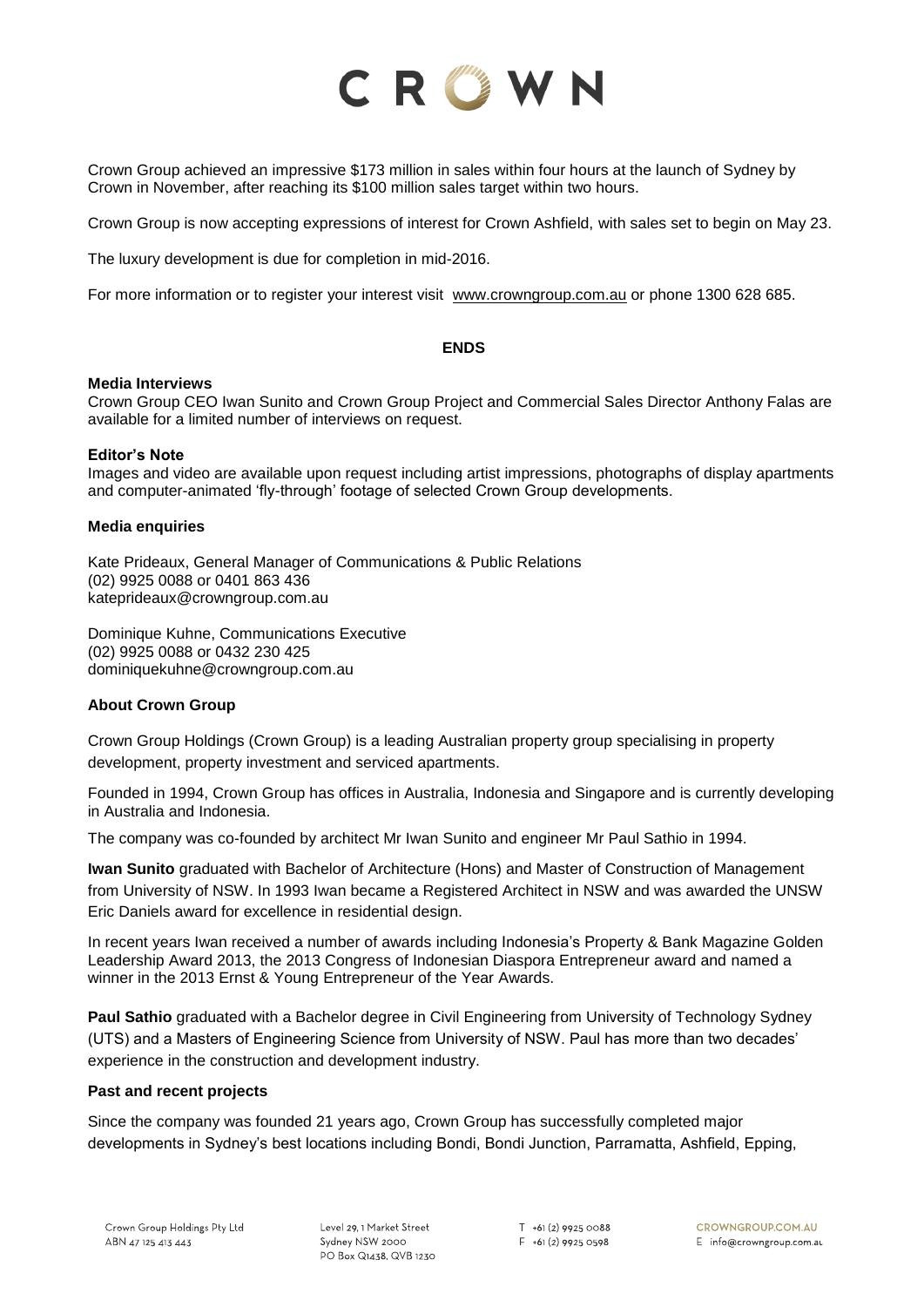Crown Group achieved an impressive $173 million in sales within four hours at the launch of Sydney by Crown in November, after reaching its $100 million sales target within two hours.

Crown Group is now accepting expressions of interest for Crown Ashfield, with sales set to begin on May 23.

The luxury development is due for completion in mid-2016.

For more information or to register your interest visit www.crowngroup.com.au or phone 1300 628 685.

**ENDS**

**Media Interviews**
Crown Group CEO Iwan Sunito and Crown Group Project and Commercial Sales Director Anthony Falas are available for a limited number of interviews on request.

**Editor's Note**
Images and video are available upon request including artist impressions, photographs of display apartments and computer-animated 'fly-through' footage of selected Crown Group developments.

**Media enquiries**

Kate Prideaux, General Manager of Communications & Public Relations
(02) 9925 0088 or 0401 863 436
kateprideaux@crowngroup.com.au

Dominique Kuhne, Communications Executive
(02) 9925 0088 or 0432 230 425
dominiquekuhne@crowngroup.com.au

**About Crown Group**

Crown Group Holdings (Crown Group) is a leading Australian property group specialising in property development, property investment and serviced apartments.

Founded in 1994, Crown Group has offices in Australia, Indonesia and Singapore and is currently developing in Australia and Indonesia.

The company was co-founded by architect Mr Iwan Sunito and engineer Mr Paul Sathio in 1994.

**Iwan Sunito** graduated with Bachelor of Architecture (Hons) and Master of Construction of Management from University of NSW. In 1993 Iwan became a Registered Architect in NSW and was awarded the UNSW Eric Daniels award for excellence in residential design.

In recent years Iwan received a number of awards including Indonesia's Property & Bank Magazine Golden Leadership Award 2013, the 2013 Congress of Indonesian Diaspora Entrepreneur award and named a winner in the 2013 Ernst & Young Entrepreneur of the Year Awards.

**Paul Sathio** graduated with a Bachelor degree in Civil Engineering from University of Technology Sydney (UTS) and a Masters of Engineering Science from University of NSW. Paul has more than two decades' experience in the construction and development industry.

**Past and recent projects**

Since the company was founded 21 years ago, Crown Group has successfully completed major developments in Sydney's best locations including Bondi, Bondi Junction, Parramatta, Ashfield, Epping,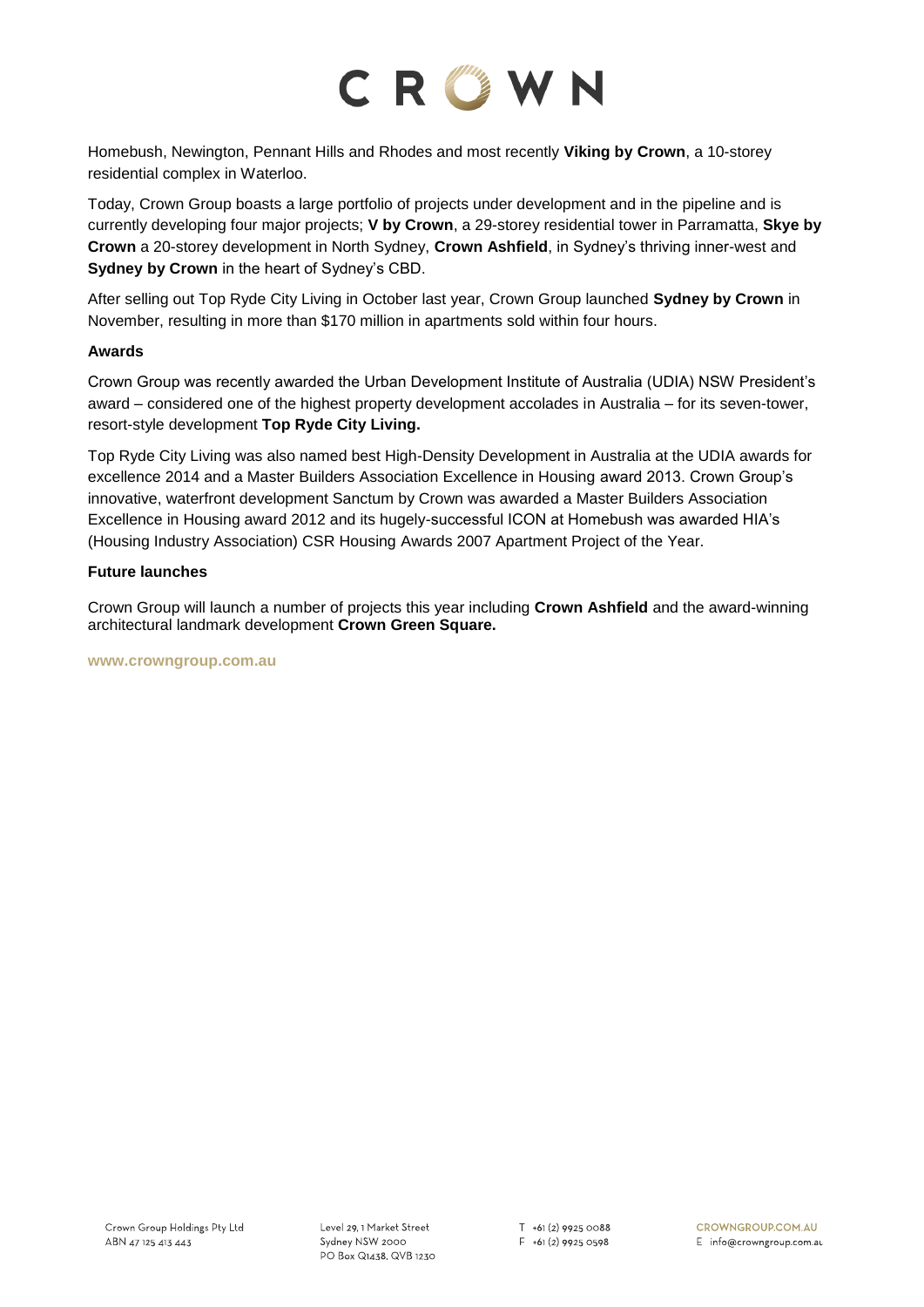Homebush, Newington, Pennant Hills and Rhodes and most recently **Viking by Crown**, a 10-storey residential complex in Waterloo.

Today, Crown Group boasts a large portfolio of projects under development and in the pipeline and is currently developing four major projects; **V by Crown**, a 29-storey residential tower in Parramatta, **Skye by Crown** a 20-storey development in North Sydney, **Crown Ashfield**, in Sydney's thriving inner-west and **Sydney by Crown** in the heart of Sydney's CBD.

After selling out Top Ryde City Living in October last year, Crown Group launched **Sydney by Crown** in November, resulting in more than $170 million in apartments sold within four hours.

**Awards**

Crown Group was recently awarded the Urban Development Institute of Australia (UDIA) NSW President's award – considered one of the highest property development accolades in Australia – for its seven-tower, resort-style development **Top Ryde City Living.**

Top Ryde City Living was also named best High-Density Development in Australia at the UDIA awards for excellence 2014 and a Master Builders Association Excellence in Housing award 2013. Crown Group's innovative, waterfront development Sanctum by Crown was awarded a Master Builders Association Excellence in Housing award 2012 and its hugely-successful ICON at Homebush was awarded HIA's (Housing Industry Association) CSR Housing Awards 2007 Apartment Project of the Year.

**Future launches**

Crown Group will launch a number of projects this year including **Crown Ashfield** and the award-winning architectural landmark development **Crown Green Square.**

**www.crowngroup.com.au**